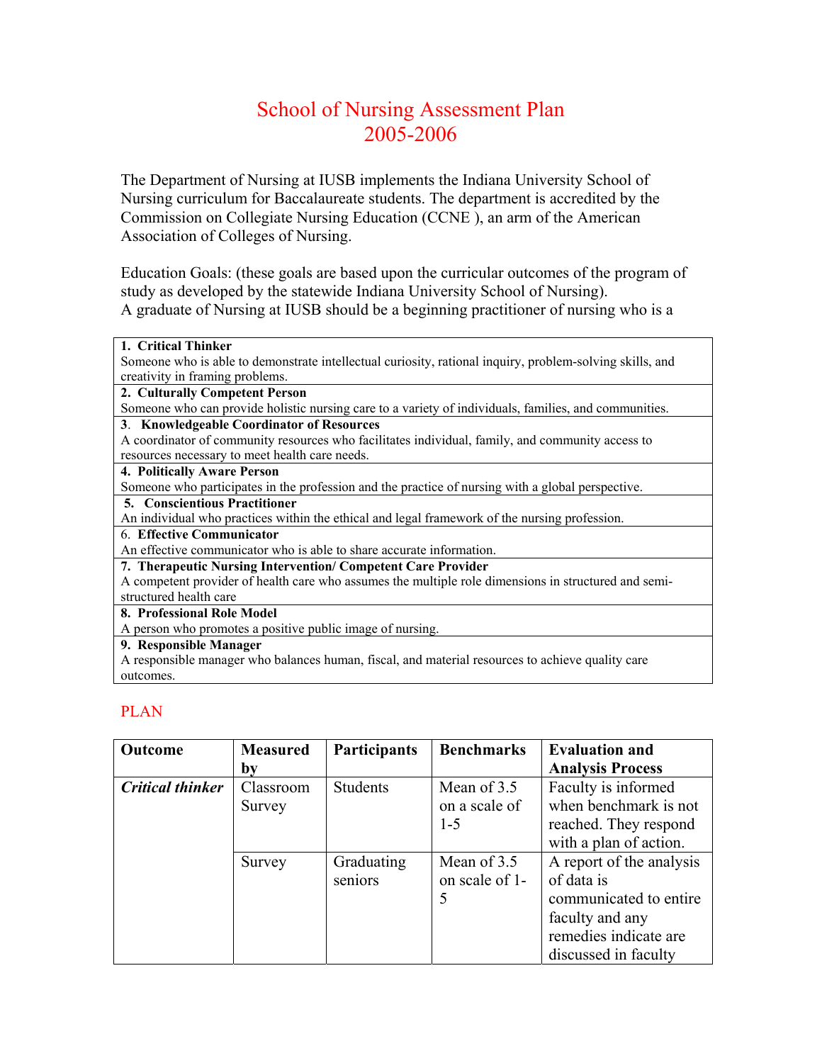# School of Nursing Assessment Plan
# 2005-2006

The Department of Nursing at IUSB implements the Indiana University School of Nursing curriculum for Baccalaureate students. The department is accredited by the Commission on Collegiate Nursing Education (CCNE ), an arm of the American Association of Colleges of Nursing.

Education Goals: (these goals are based upon the curricular outcomes of the program of study as developed by the statewide Indiana University School of Nursing).
A graduate of Nursing at IUSB should be a beginning practitioner of nursing who is a

| |
|---|
| **1. Critical Thinker**<br>Someone who is able to demonstrate intellectual curiosity, rational inquiry, problem-solving skills, and creativity in framing problems. |
| **2. Culturally Competent Person**<br>Someone who can provide holistic nursing care to a variety of individuals, families, and communities. |
| 3. **Knowledgeable Coordinator of Resources**<br>A coordinator of community resources who facilitates individual, family, and community access to resources necessary to meet health care needs. |
| **4. Politically Aware Person**<br>Someone who participates in the profession and the practice of nursing with a global perspective. |
| **5. Conscientious Practitioner**<br>An individual who practices within the ethical and legal framework of the nursing profession. |
| 6. **Effective Communicator**<br>An effective communicator who is able to share accurate information. |
| **7. Therapeutic Nursing Intervention/ Competent Care Provider**<br>A competent provider of health care who assumes the multiple role dimensions in structured and semi-structured health care |
| **8. Professional Role Model**<br>A person who promotes a positive public image of nursing. |
| **9. Responsible Manager**<br>A responsible manager who balances human, fiscal, and material resources to achieve quality care outcomes. |

## PLAN

| **Outcome** | **Measured by** | **Participants** | **Benchmarks** | **Evaluation and Analysis Process** |
|---|---|---|---|---|
| ***Critical thinker*** | Classroom Survey | Students | Mean of 3.5 on a scale of 1-5 | Faculty is informed when benchmark is not reached. They respond with a plan of action. |
| | Survey | Graduating seniors | Mean of 3.5 on scale of 1-5 | A report of the analysis of data is communicated to entire faculty and any remedies indicate are discussed in faculty |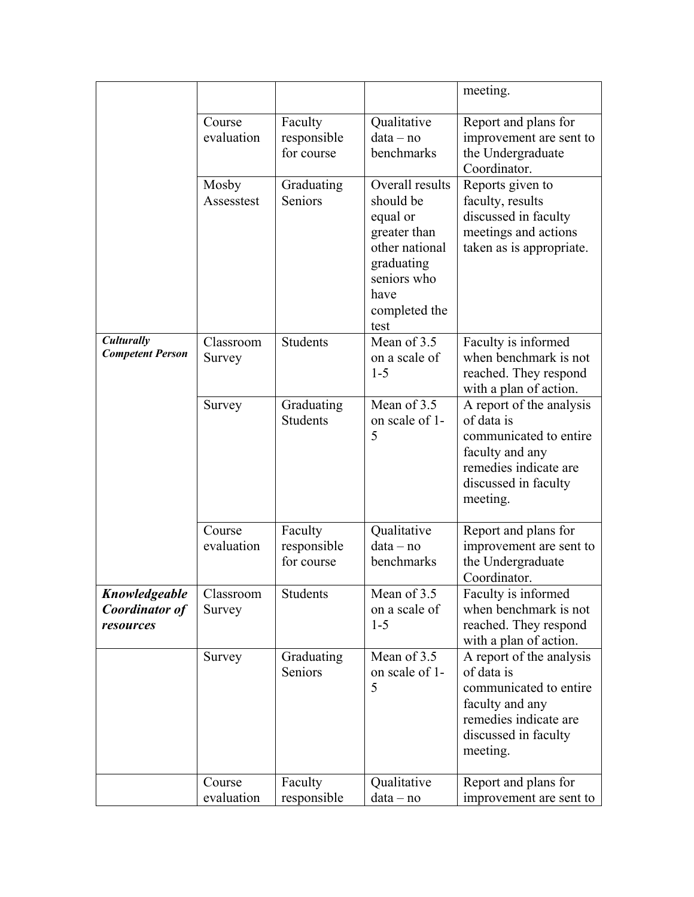| | | | | |
|---|---|---|---|---|
| | | | | meeting. |
| | Course evaluation | Faculty responsible for course | Qualitative data – no benchmarks | Report and plans for improvement are sent to the Undergraduate Coordinator. |
| | Mosby Assesstest | Graduating Seniors | Overall results should be equal or greater than other national graduating seniors who have completed the test | Reports given to faculty, results discussed in faculty meetings and actions taken as is appropriate. |
| ***Culturally Competent Person*** | Classroom Survey | Students | Mean of 3.5 on a scale of 1-5 | Faculty is informed when benchmark is not reached. They respond with a plan of action. |
| | Survey | Graduating Students | Mean of 3.5 on scale of 1-5 | A report of the analysis of data is communicated to entire faculty and any remedies indicate are discussed in faculty meeting. |
| | Course evaluation | Faculty responsible for course | Qualitative data – no benchmarks | Report and plans for improvement are sent to the Undergraduate Coordinator. |
| ***Knowledgeable Coordinator of resources*** | Classroom Survey | Students | Mean of 3.5 on a scale of 1-5 | Faculty is informed when benchmark is not reached. They respond with a plan of action. |
| | Survey | Graduating Seniors | Mean of 3.5 on scale of 1-5 | A report of the analysis of data is communicated to entire faculty and any remedies indicate are discussed in faculty meeting. |
| | Course evaluation | Faculty responsible | Qualitative data – no | Report and plans for improvement are sent to |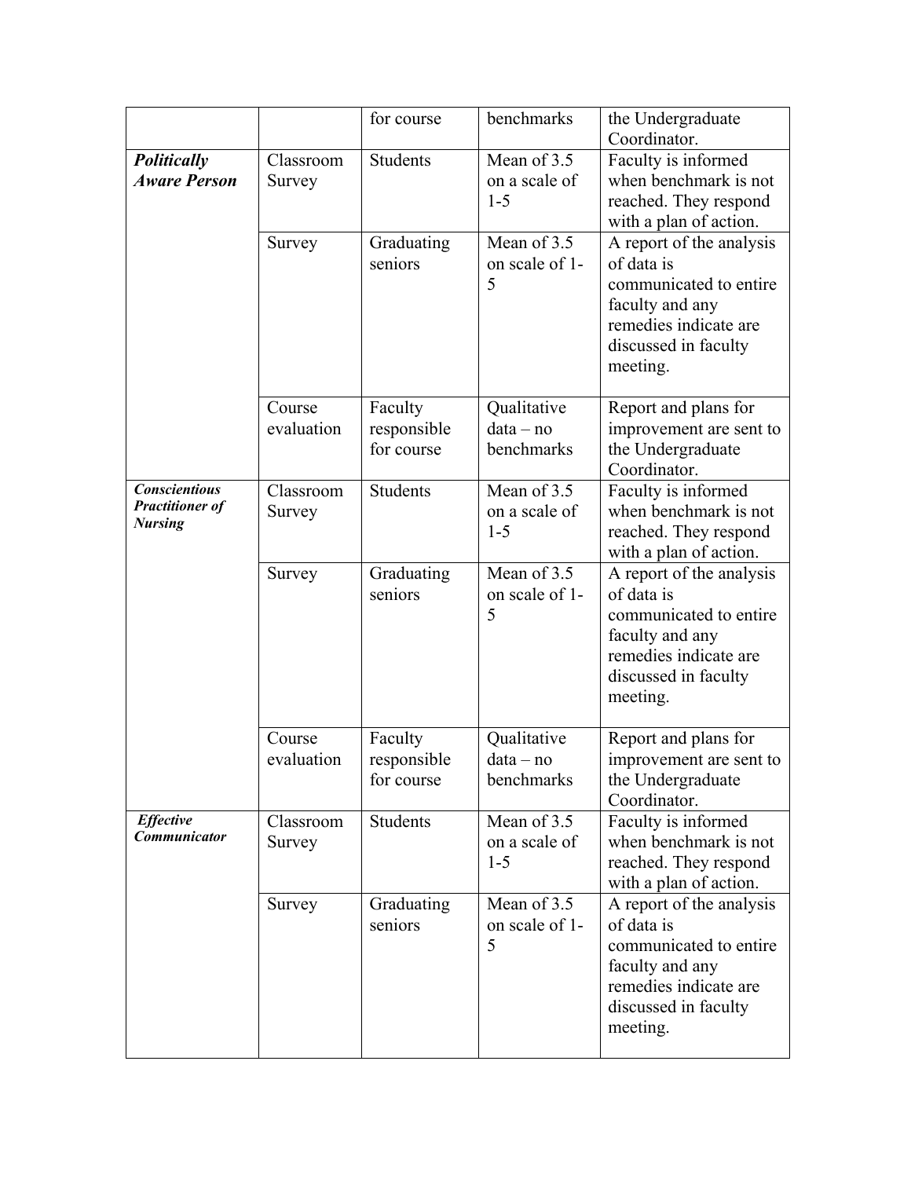| | | for course | benchmarks | the Undergraduate Coordinator. |
|---|---|---|---|---|
| ***Politically Aware Person*** | Classroom Survey | Students | Mean of 3.5 on a scale of 1-5 | Faculty is informed when benchmark is not reached. They respond with a plan of action. |
| | Survey | Graduating seniors | Mean of 3.5 on scale of 1-5 | A report of the analysis of data is communicated to entire faculty and any remedies indicate are discussed in faculty meeting. |
| | Course evaluation | Faculty responsible for course | Qualitative data – no benchmarks | Report and plans for improvement are sent to the Undergraduate Coordinator. |
| ***Conscientious Practitioner of Nursing*** | Classroom Survey | Students | Mean of 3.5 on a scale of 1-5 | Faculty is informed when benchmark is not reached. They respond with a plan of action. |
| | Survey | Graduating seniors | Mean of 3.5 on scale of 1-5 | A report of the analysis of data is communicated to entire faculty and any remedies indicate are discussed in faculty meeting. |
| | Course evaluation | Faculty responsible for course | Qualitative data – no benchmarks | Report and plans for improvement are sent to the Undergraduate Coordinator. |
| ***Effective Communicator*** | Classroom Survey | Students | Mean of 3.5 on a scale of 1-5 | Faculty is informed when benchmark is not reached. They respond with a plan of action. |
| | Survey | Graduating seniors | Mean of 3.5 on scale of 1-5 | A report of the analysis of data is communicated to entire faculty and any remedies indicate are discussed in faculty meeting. |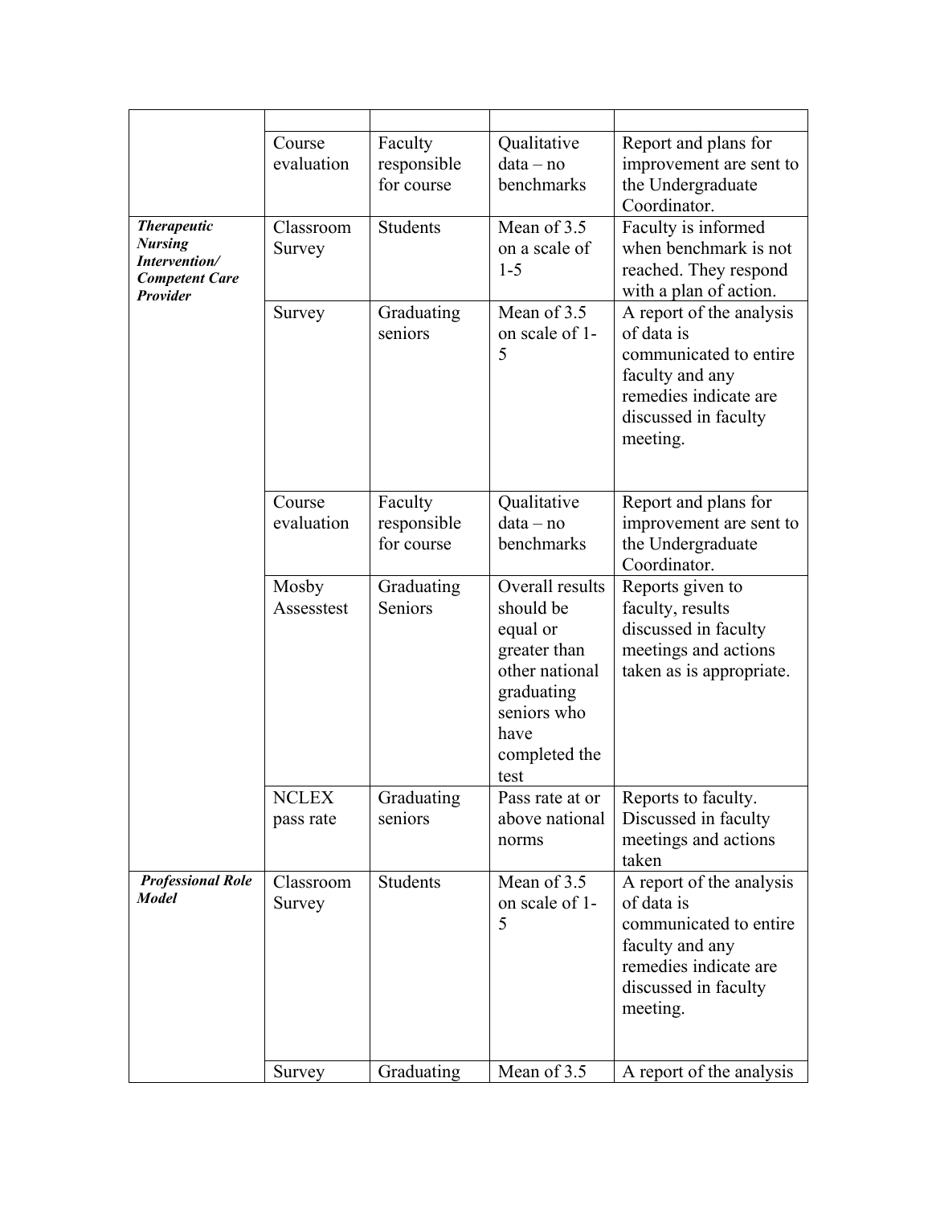| | | | | |
|---|---|---|---|---|
| | Course evaluation | Faculty responsible for course | Qualitative data – no benchmarks | Report and plans for improvement are sent to the Undergraduate Coordinator. |
| ***Therapeutic Nursing Intervention/ Competent Care Provider*** | Classroom Survey | Students | Mean of 3.5 on a scale of 1-5 | Faculty is informed when benchmark is not reached. They respond with a plan of action. |
| | Survey | Graduating seniors | Mean of 3.5 on scale of 1-5 | A report of the analysis of data is communicated to entire faculty and any remedies indicate are discussed in faculty meeting. |
| | Course evaluation | Faculty responsible for course | Qualitative data – no benchmarks | Report and plans for improvement are sent to the Undergraduate Coordinator. |
| | Mosby Assesstest | Graduating Seniors | Overall results should be equal or greater than other national graduating seniors who have completed the test | Reports given to faculty, results discussed in faculty meetings and actions taken as is appropriate. |
| | NCLEX pass rate | Graduating seniors | Pass rate at or above national norms | Reports to faculty. Discussed in faculty meetings and actions taken |
| ***Professional Role Model*** | Classroom Survey | Students | Mean of 3.5 on scale of 1-5 | A report of the analysis of data is communicated to entire faculty and any remedies indicate are discussed in faculty meeting. |
| | Survey | Graduating | Mean of 3.5 | A report of the analysis |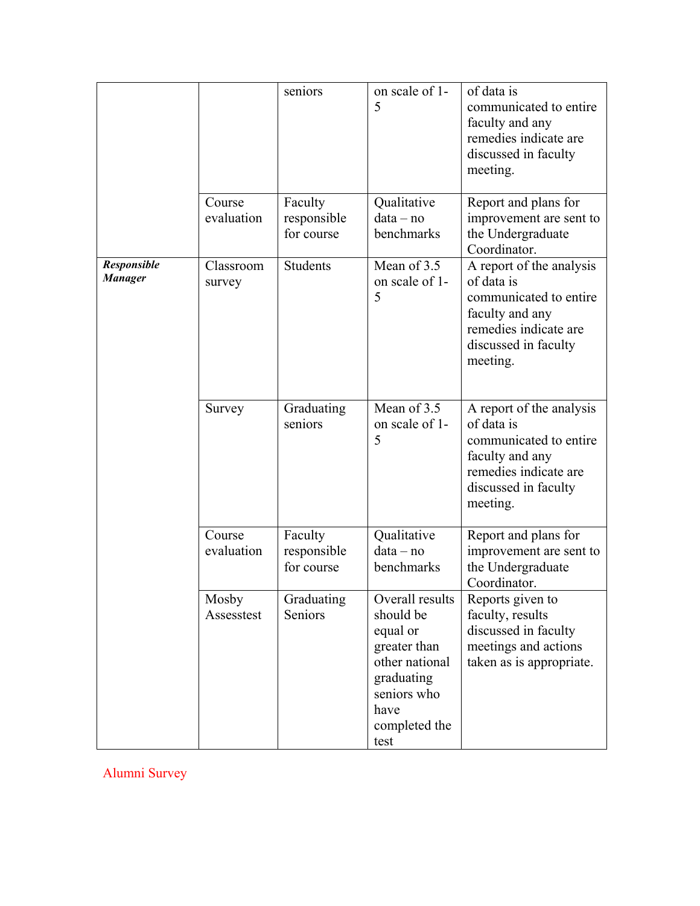| | | | | |
|---|---|---|---|---|
| | | seniors | on scale of 1-5 | of data is communicated to entire faculty and any remedies indicate are discussed in faculty meeting. |
| | Course evaluation | Faculty responsible for course | Qualitative data – no benchmarks | Report and plans for improvement are sent to the Undergraduate Coordinator. |
| ***Responsible Manager*** | Classroom survey | Students | Mean of 3.5 on scale of 1-5 | A report of the analysis of data is communicated to entire faculty and any remedies indicate are discussed in faculty meeting. |
| | Survey | Graduating seniors | Mean of 3.5 on scale of 1-5 | A report of the analysis of data is communicated to entire faculty and any remedies indicate are discussed in faculty meeting. |
| | Course evaluation | Faculty responsible for course | Qualitative data – no benchmarks | Report and plans for improvement are sent to the Undergraduate Coordinator. |
| | Mosby Assesstest | Graduating Seniors | Overall results should be equal or greater than other national graduating seniors who have completed the test | Reports given to faculty, results discussed in faculty meetings and actions taken as is appropriate. |

Alumni Survey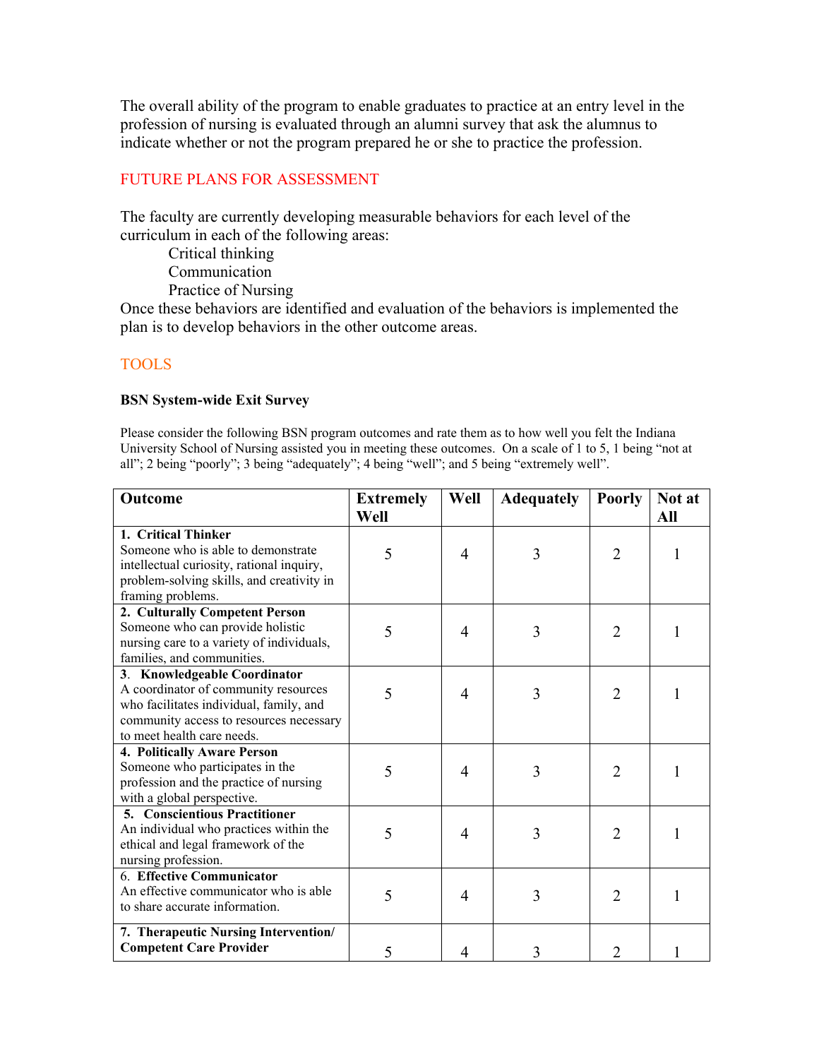The overall ability of the program to enable graduates to practice at an entry level in the profession of nursing is evaluated through an alumni survey that ask the alumnus to indicate whether or not the program prepared he or she to practice the profession.

## FUTURE PLANS FOR ASSESSMENT

The faculty are currently developing measurable behaviors for each level of the curriculum in each of the following areas:

- Critical thinking
- Communication
- Practice of Nursing

Once these behaviors are identified and evaluation of the behaviors is implemented the plan is to develop behaviors in the other outcome areas.

## TOOLS

### BSN System-wide Exit Survey

Please consider the following BSN program outcomes and rate them as to how well you felt the Indiana University School of Nursing assisted you in meeting these outcomes. On a scale of 1 to 5, 1 being "not at all"; 2 being "poorly"; 3 being "adequately"; 4 being "well"; and 5 being "extremely well".

| Outcome | Extremely Well | Well | Adequately | Poorly | Not at All |
|---|---|---|---|---|---|
| **1. Critical Thinker** Someone who is able to demonstrate intellectual curiosity, rational inquiry, problem-solving skills, and creativity in framing problems. | 5 | 4 | 3 | 2 | 1 |
| **2. Culturally Competent Person** Someone who can provide holistic nursing care to a variety of individuals, families, and communities. | 5 | 4 | 3 | 2 | 1 |
| 3. **Knowledgeable Coordinator** A coordinator of community resources who facilitates individual, family, and community access to resources necessary to meet health care needs. | 5 | 4 | 3 | 2 | 1 |
| **4. Politically Aware Person** Someone who participates in the profession and the practice of nursing with a global perspective. | 5 | 4 | 3 | 2 | 1 |
| **5. Conscientious Practitioner** An individual who practices within the ethical and legal framework of the nursing profession. | 5 | 4 | 3 | 2 | 1 |
| 6. **Effective Communicator** An effective communicator who is able to share accurate information. | 5 | 4 | 3 | 2 | 1 |
| **7. Therapeutic Nursing Intervention/ Competent Care Provider** | 5 | 4 | 3 | 2 | 1 |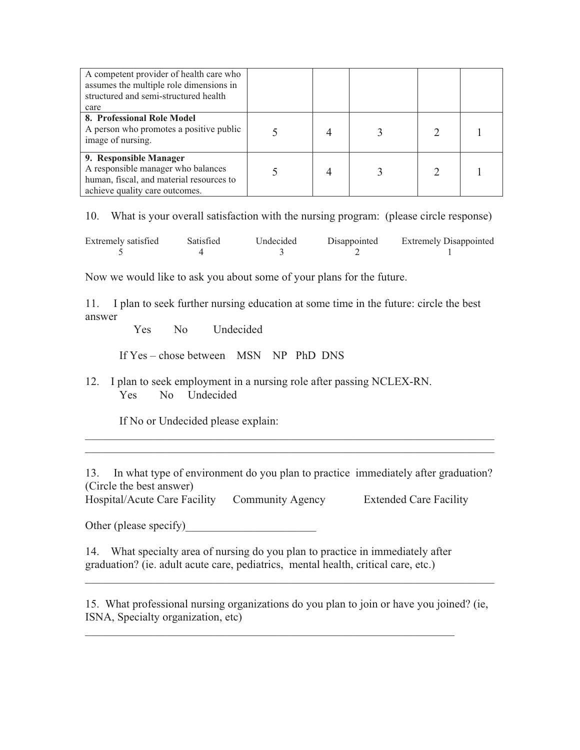| | | | | | |
|---|---|---|---|---|---|
| A competent provider of health care who assumes the multiple role dimensions in structured and semi-structured health care | | | | | |
| **8. Professional Role Model** A person who promotes a positive public image of nursing. | 5 | 4 | 3 | 2 | 1 |
| **9. Responsible Manager** A responsible manager who balances human, fiscal, and material resources to achieve quality care outcomes. | 5 | 4 | 3 | 2 | 1 |

10. What is your overall satisfaction with the nursing program: (please circle response)

| Extremely satisfied | Satisfied | Undecided | Disappointed | Extremely Disappointed |
|---|---|---|---|---|
| 5 | 4 | 3 | 2 | 1 |

Now we would like to ask you about some of your plans for the future.

11. I plan to seek further nursing education at some time in the future: circle the best answer

Yes No Undecided

If Yes – chose between MSN NP PhD DNS

12. I plan to seek employment in a nursing role after passing NCLEX-RN.

Yes No Undecided

If No or Undecided please explain:

_______________________________________________________________________________

_______________________________________________________________________________

13. In what type of environment do you plan to practice immediately after graduation? (Circle the best answer)

Hospital/Acute Care Facility Community Agency Extended Care Facility

Other (please specify)_______________________

14. What specialty area of nursing do you plan to practice in immediately after graduation? (ie. adult acute care, pediatrics, mental health, critical care, etc.)

_______________________________________________________________________________

15. What professional nursing organizations do you plan to join or have you joined? (ie, ISNA, Specialty organization, etc)

_______________________________________________________________________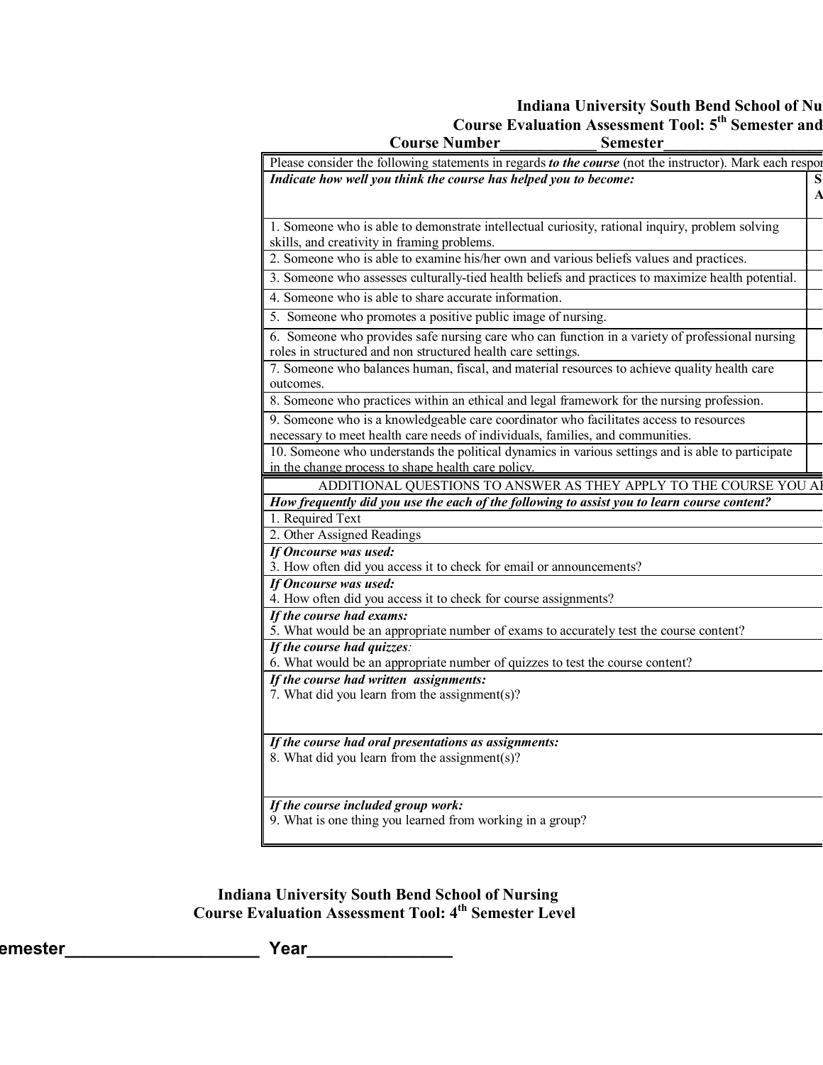**Indiana University South Bend School of Nu**

**Course Evaluation Assessment Tool: 5th Semester and**

**Course Number____________ Semester____________________**

| Please consider the following statements in regards ***to the course*** (not the instructor). Mark each respo | |
|---|---|
| ***Indicate how well you think the course has helped you to become:*** | **S A** |
| 1. Someone who is able to demonstrate intellectual curiosity, rational inquiry, problem solving skills, and creativity in framing problems. | |
| 2. Someone who is able to examine his/her own and various beliefs values and practices. | |
| 3. Someone who assesses culturally-tied health beliefs and practices to maximize health potential. | |
| 4. Someone who is able to share accurate information. | |
| 5. Someone who promotes a positive public image of nursing. | |
| 6. Someone who provides safe nursing care who can function in a variety of professional nursing roles in structured and non structured health care settings. | |
| 7. Someone who balances human, fiscal, and material resources to achieve quality health care outcomes. | |
| 8. Someone who practices within an ethical and legal framework for the nursing profession. | |
| 9. Someone who is a knowledgeable care coordinator who facilitates access to resources necessary to meet health care needs of individuals, families, and communities. | |
| 10. Someone who understands the political dynamics in various settings and is able to participate in the change process to shape health care policy. | |

| ADDITIONAL QUESTIONS TO ANSWER AS THEY APPLY TO THE COURSE YOU A |
|---|
| ***How frequently did you use the each of the following to assist you to learn course content?*** |
| 1. Required Text |
| 2. Other Assigned Readings |
| ***If Oncourse was used:*** 3. How often did you access it to check for email or announcements? |
| ***If Oncourse was used:*** 4. How often did you access it to check for course assignments? |
| ***If the course had exams:*** 5. What would be an appropriate number of exams to accurately test the course content? |
| ***If the course had quizzes:*** 6. What would be an appropriate number of quizzes to test the course content? |
| ***If the course had written assignments:*** 7. What did you learn from the assignment(s)? |
| ***If the course had oral presentations as assignments:*** 8. What did you learn from the assignment(s)? |
| ***If the course included group work:*** 9. What is one thing you learned from working in a group? |

**Indiana University South Bend School of Nursing**

**Course Evaluation Assessment Tool: 4th Semester Level**

**emester_____________________ Year_______________**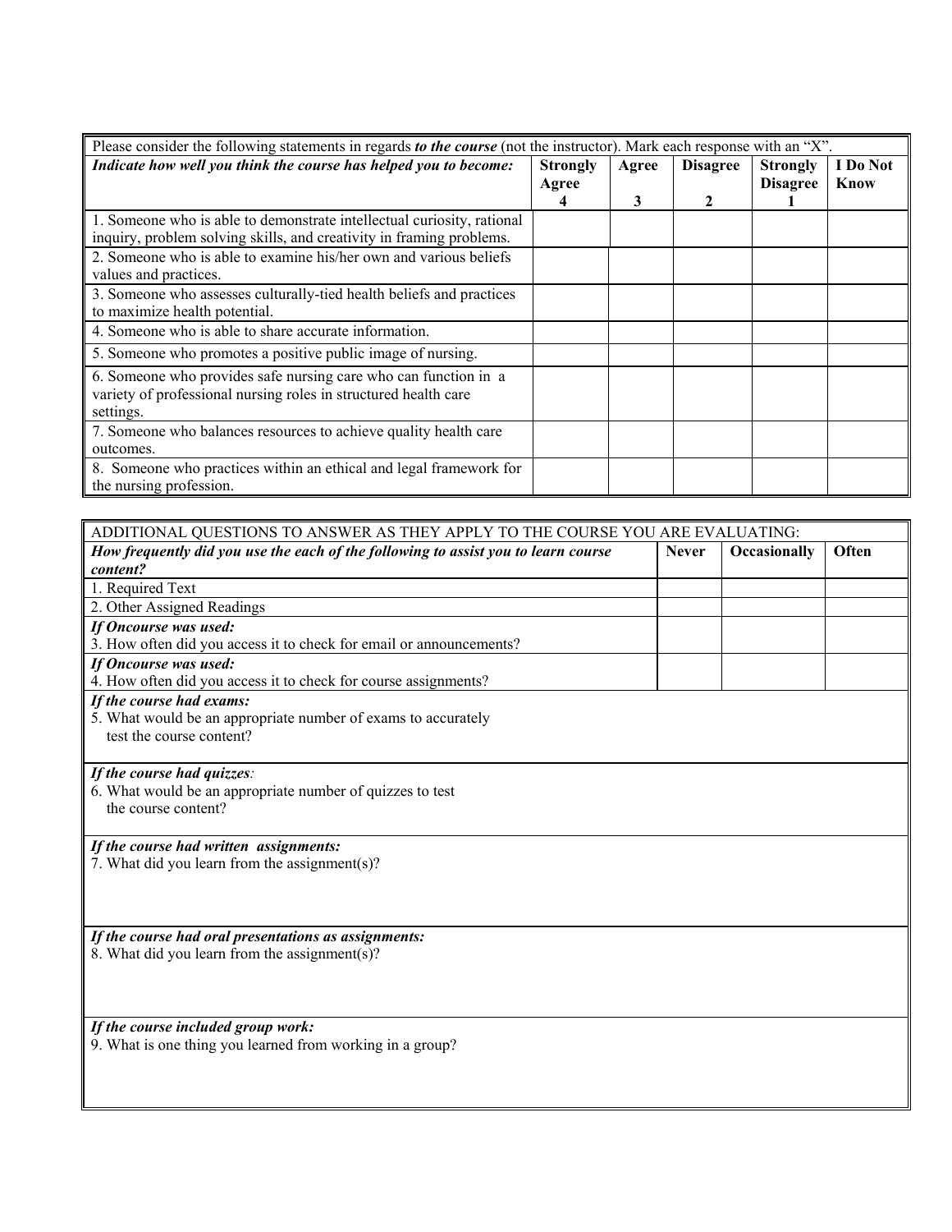| Please consider the following statements in regards ***to the course*** (not the instructor). Mark each response with an "X". | | | | | |
|---|---|---|---|---|---|
| ***Indicate how well you think the course has helped you to become:*** | **Strongly Agree 4** | **Agree 3** | **Disagree 2** | **Strongly Disagree 1** | **I Do Not Know** |
| 1. Someone who is able to demonstrate intellectual curiosity, rational inquiry, problem solving skills, and creativity in framing problems. | | | | | |
| 2. Someone who is able to examine his/her own and various beliefs values and practices. | | | | | |
| 3. Someone who assesses culturally-tied health beliefs and practices to maximize health potential. | | | | | |
| 4. Someone who is able to share accurate information. | | | | | |
| 5. Someone who promotes a positive public image of nursing. | | | | | |
| 6. Someone who provides safe nursing care who can function in a variety of professional nursing roles in structured health care settings. | | | | | |
| 7. Someone who balances resources to achieve quality health care outcomes. | | | | | |
| 8. Someone who practices within an ethical and legal framework for the nursing profession. | | | | | |

| ADDITIONAL QUESTIONS TO ANSWER AS THEY APPLY TO THE COURSE YOU ARE EVALUATING: | | | |
|---|---|---|---|
| ***How frequently did you use the each of the following to assist you to learn course content?*** | **Never** | **Occasionally** | **Often** |
| 1. Required Text | | | |
| 2. Other Assigned Readings | | | |
| ***If Oncourse was used:*** 3. How often did you access it to check for email or announcements? | | | |
| ***If Oncourse was used:*** 4. How often did you access it to check for course assignments? | | | |

***If the course had exams:***
5. What would be an appropriate number of exams to accurately test the course content?

***If the course had quizzes:***
6. What would be an appropriate number of quizzes to test the course content?

***If the course had written assignments:***
7. What did you learn from the assignment(s)?

***If the course had oral presentations as assignments:***
8. What did you learn from the assignment(s)?

***If the course included group work:***
9. What is one thing you learned from working in a group?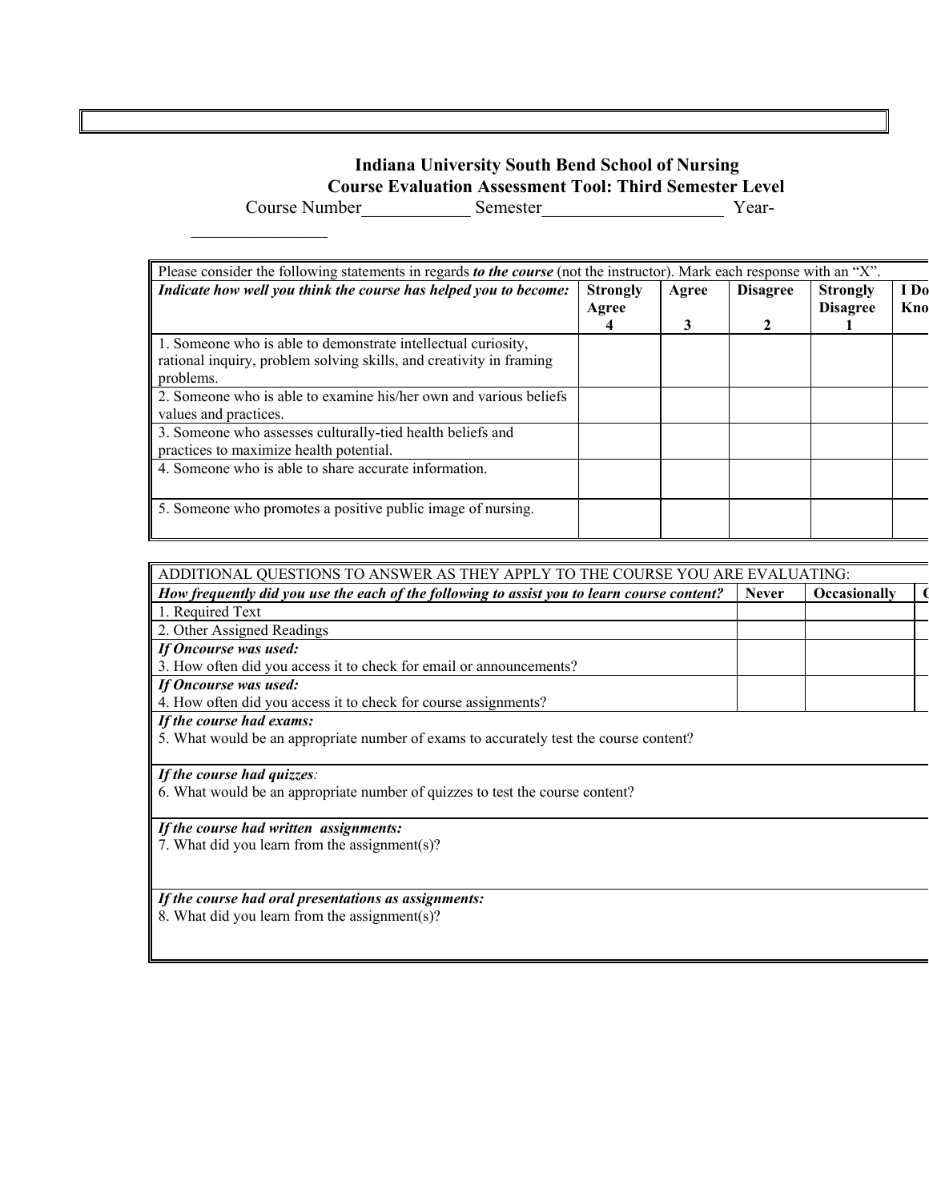**Indiana University South Bend School of Nursing**
**Course Evaluation Assessment Tool: Third Semester Level**

Course Number____________ Semester____________________ Year-_______________

| Please consider the following statements in regards ***to the course*** (not the instructor). Mark each response with an "X". | | | | | |
|---|---|---|---|---|---|
| ***Indicate how well you think the course has helped you to become:*** | **Strongly Agree 4** | **Agree 3** | **Disagree 2** | **Strongly Disagree 1** | **I Do Kno** |
| 1. Someone who is able to demonstrate intellectual curiosity, rational inquiry, problem solving skills, and creativity in framing problems. | | | | | |
| 2. Someone who is able to examine his/her own and various beliefs values and practices. | | | | | |
| 3. Someone who assesses culturally-tied health beliefs and practices to maximize health potential. | | | | | |
| 4. Someone who is able to share accurate information. | | | | | |
| 5. Someone who promotes a positive public image of nursing. | | | | | |

| ADDITIONAL QUESTIONS TO ANSWER AS THEY APPLY TO THE COURSE YOU ARE EVALUATING: | | | |
|---|---|---|---|
| ***How frequently did you use the each of the following to assist you to learn course content?*** | **Never** | **Occasionally** | **C** |
| 1. Required Text | | | |
| 2. Other Assigned Readings | | | |
| ***If Oncourse was used:*** 3. How often did you access it to check for email or announcements? | | | |
| ***If Oncourse was used:*** 4. How often did you access it to check for course assignments? | | | |
| ***If the course had exams:*** 5. What would be an appropriate number of exams to accurately test the course content? | | | |
| ***If the course had quizzes:*** 6. What would be an appropriate number of quizzes to test the course content? | | | |
| ***If the course had written assignments:*** 7. What did you learn from the assignment(s)? | | | |
| ***If the course had oral presentations as assignments:*** 8. What did you learn from the assignment(s)? | | | |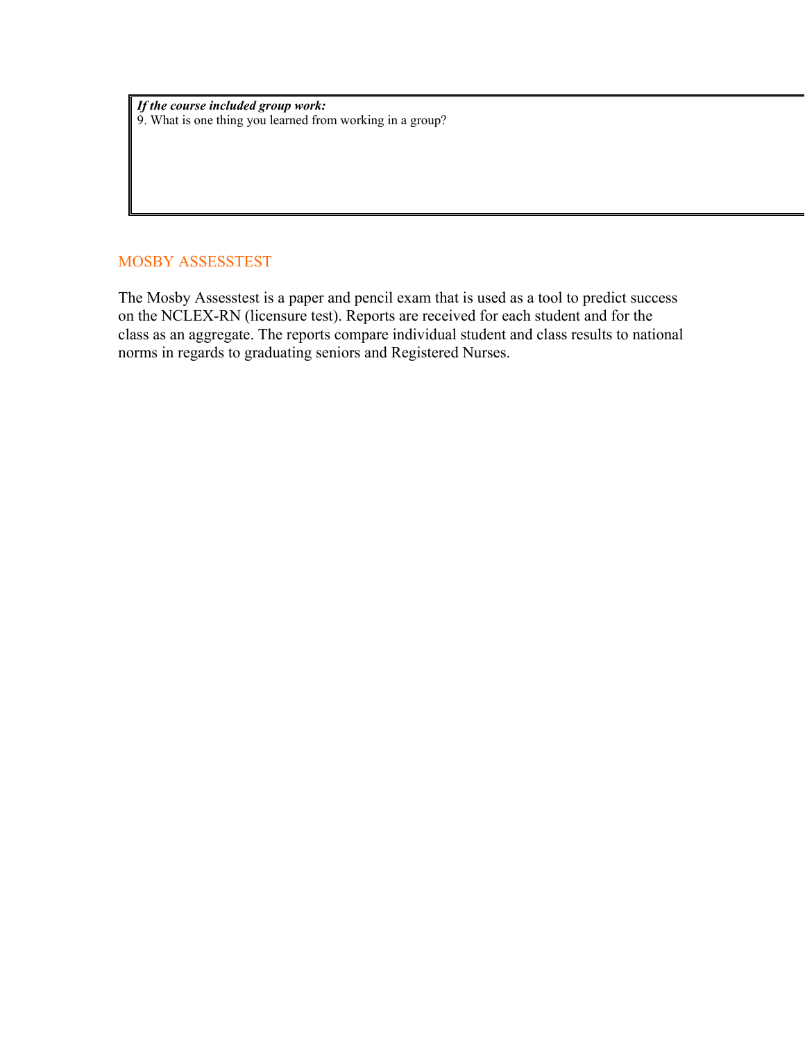***If the course included group work:***
9. What is one thing you learned from working in a group?

## MOSBY ASSESSTEST

The Mosby Assesstest is a paper and pencil exam that is used as a tool to predict success on the NCLEX-RN (licensure test). Reports are received for each student and for the class as an aggregate. The reports compare individual student and class results to national norms in regards to graduating seniors and Registered Nurses.